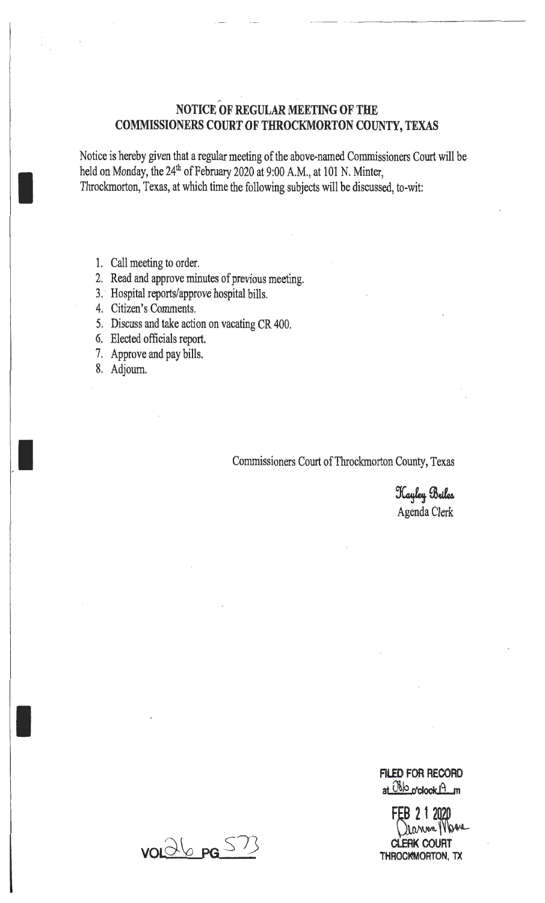## NOTICE OF REGULAR MEETING OF THE COMMISSIONERS COURT OF THROCKMORTON COUNTY, TEXAS

Notice is hereby given that a regular meeting of the above-named Commissioners Court will be held on Monday, the 24th of February 2020 at 9:00 A.M., at 101 N. Minter, Throckmorton, Texas, at which time the following subjects will be discussed, to-wit:

1. Call meeting to order.
2. Read and approve minutes of previous meeting.
3. Hospital reports/approve hospital bills.
4. Citizen's Comments.
5. Discuss and take action on vacating CR 400.
6. Elected officials report.
7. Approve and pay bills.
8. Adjourn.

Commissioners Court of Throckmorton County, Texas

Kayley Beiles
Agenda Clerk

VOL 26 PG 573

FILED FOR RECORD
at 8:30 o'clock A m

FEB 21 2020
Dianne Moore
CLERK COURT
THROCKMORTON, TX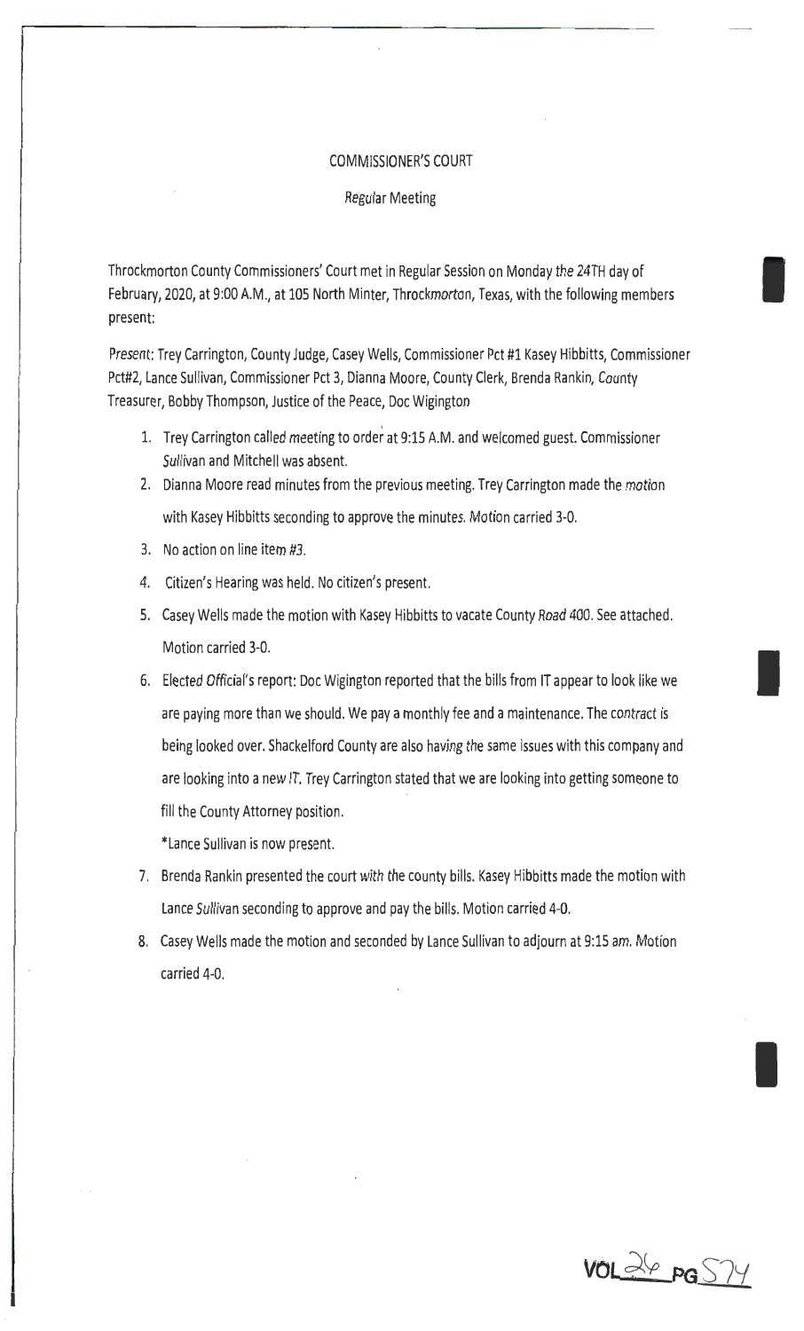COMMISSIONER'S COURT

Regular Meeting

Throckmorton County Commissioners' Court met in Regular Session on Monday the 24TH day of February, 2020, at 9:00 A.M., at 105 North Minter, Throckmorton, Texas, with the following members present:

Present: Trey Carrington, County Judge, Casey Wells, Commissioner Pct #1 Kasey Hibbitts, Commissioner Pct#2, Lance Sullivan, Commissioner Pct 3, Dianna Moore, County Clerk, Brenda Rankin, County Treasurer, Bobby Thompson, Justice of the Peace, Doc Wigington

1. Trey Carrington called meeting to order at 9:15 A.M. and welcomed guest. Commissioner Sullivan and Mitchell was absent.
2. Dianna Moore read minutes from the previous meeting. Trey Carrington made the motion with Kasey Hibbitts seconding to approve the minutes. Motion carried 3-0.
3. No action on line item #3.
4. Citizen's Hearing was held. No citizen's present.
5. Casey Wells made the motion with Kasey Hibbitts to vacate County Road 400. See attached. Motion carried 3-0.
6. Elected Official's report: Doc Wigington reported that the bills from IT appear to look like we are paying more than we should. We pay a monthly fee and a maintenance. The contract is being looked over. Shackelford County are also having the same issues with this company and are looking into a new IT. Trey Carrington stated that we are looking into getting someone to fill the County Attorney position.

   *Lance Sullivan is now present.
7. Brenda Rankin presented the court with the county bills. Kasey Hibbitts made the motion with Lance Sullivan seconding to approve and pay the bills. Motion carried 4-0.
8. Casey Wells made the motion and seconded by Lance Sullivan to adjourn at 9:15 am. Motion carried 4-0.

VOL 26 PG 574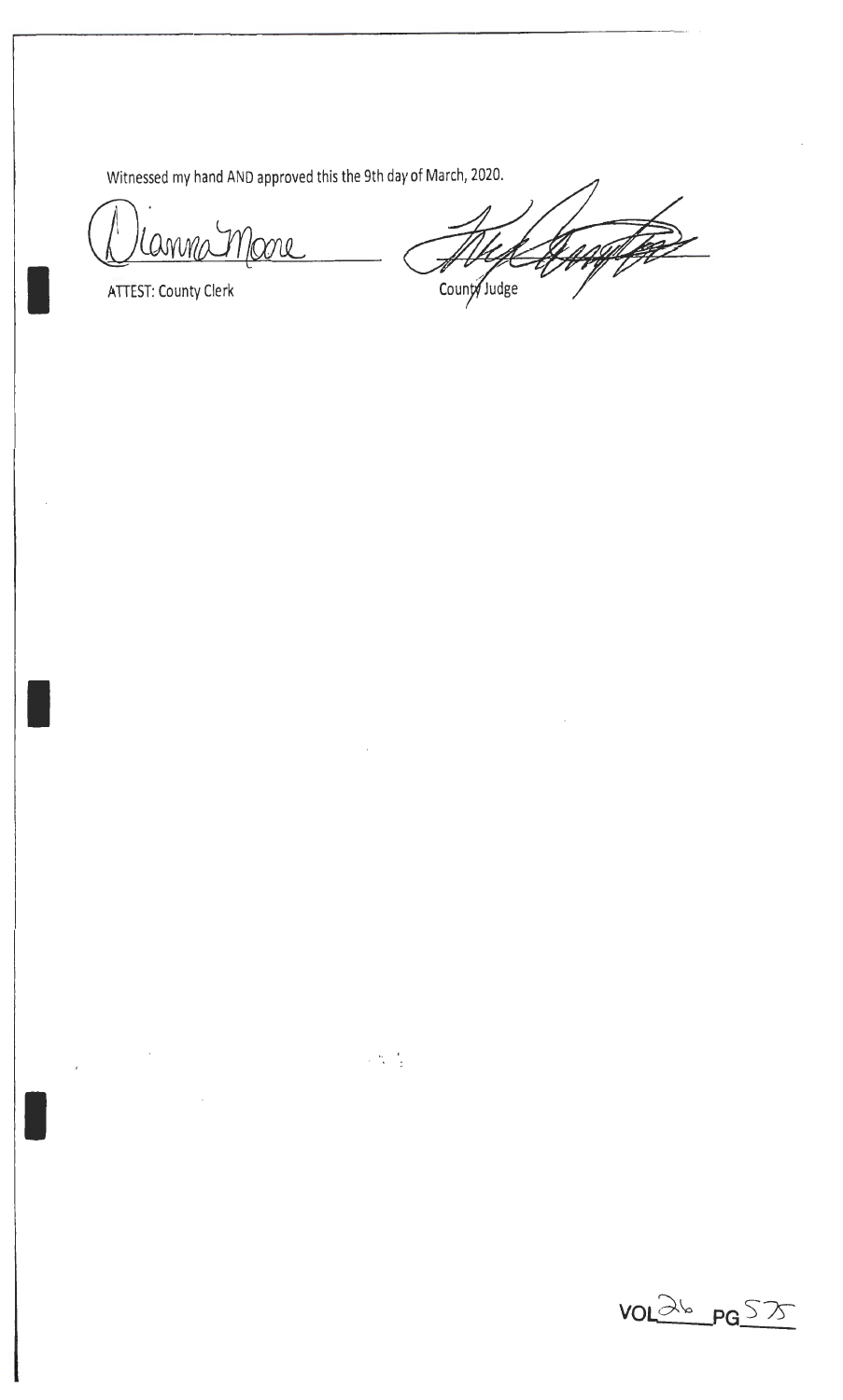Witnessed my hand AND approved this the 9th day of March, 2020.

Dianna Moore

ATTEST: County Clerk

County Judge

VOL 26 PG 575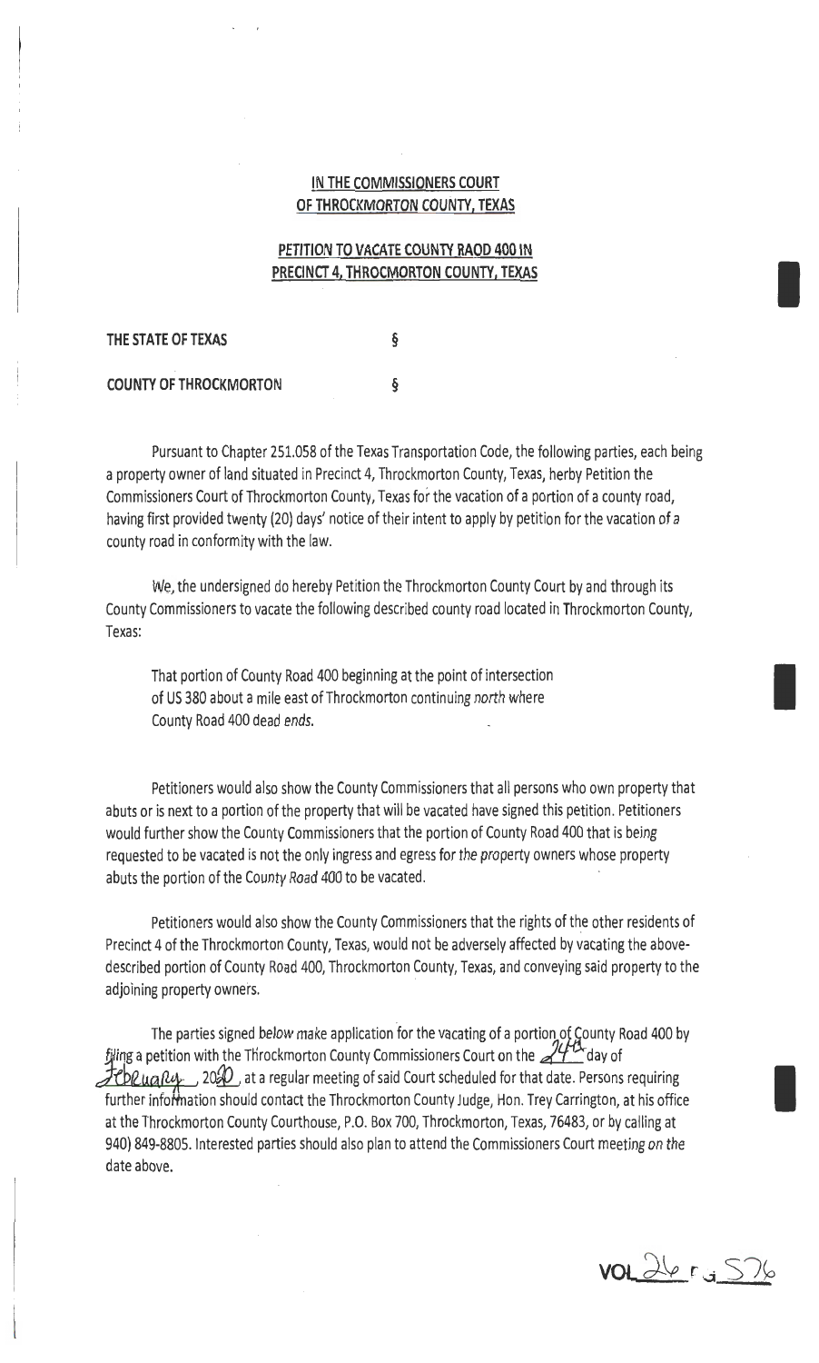**IN THE COMMISSIONERS COURT**
**OF THROCKMORTON COUNTY, TEXAS**

**PETITION TO VACATE COUNTY RAOD 400 IN**
**PRECINCT 4, THROCMORTON COUNTY, TEXAS**

**THE STATE OF TEXAS** §

**COUNTY OF THROCKMORTON** §

Pursuant to Chapter 251.058 of the Texas Transportation Code, the following parties, each being a property owner of land situated in Precinct 4, Throckmorton County, Texas, herby Petition the Commissioners Court of Throckmorton County, Texas for the vacation of a portion of a county road, having first provided twenty (20) days' notice of their intent to apply by petition for the vacation of a county road in conformity with the law.

We, the undersigned do hereby Petition the Throckmorton County Court by and through its County Commissioners to vacate the following described county road located in Throckmorton County, Texas:

> That portion of County Road 400 beginning at the point of intersection of US 380 about a mile east of Throckmorton continuing north where County Road 400 dead ends.

Petitioners would also show the County Commissioners that all persons who own property that abuts or is next to a portion of the property that will be vacated have signed this petition. Petitioners would further show the County Commissioners that the portion of County Road 400 that is being requested to be vacated is not the only ingress and egress for the property owners whose property abuts the portion of the County Road 400 to be vacated.

Petitioners would also show the County Commissioners that the rights of the other residents of Precinct 4 of the Throckmorton County, Texas, would not be adversely affected by vacating the above-described portion of County Road 400, Throckmorton County, Texas, and conveying said property to the adjoining property owners.

The parties signed below make application for the vacating of a portion of County Road 400 by filing a petition with the Throckmorton County Commissioners Court on the 24th day of February, 2020, at a regular meeting of said Court scheduled for that date. Persons requiring further information should contact the Throckmorton County Judge, Hon. Trey Carrington, at his office at the Throckmorton County Courthouse, P.O. Box 700, Throckmorton, Texas, 76483, or by calling at 940) 849-8805. Interested parties should also plan to attend the Commissioners Court meeting on the date above.

VOL 26 PG 576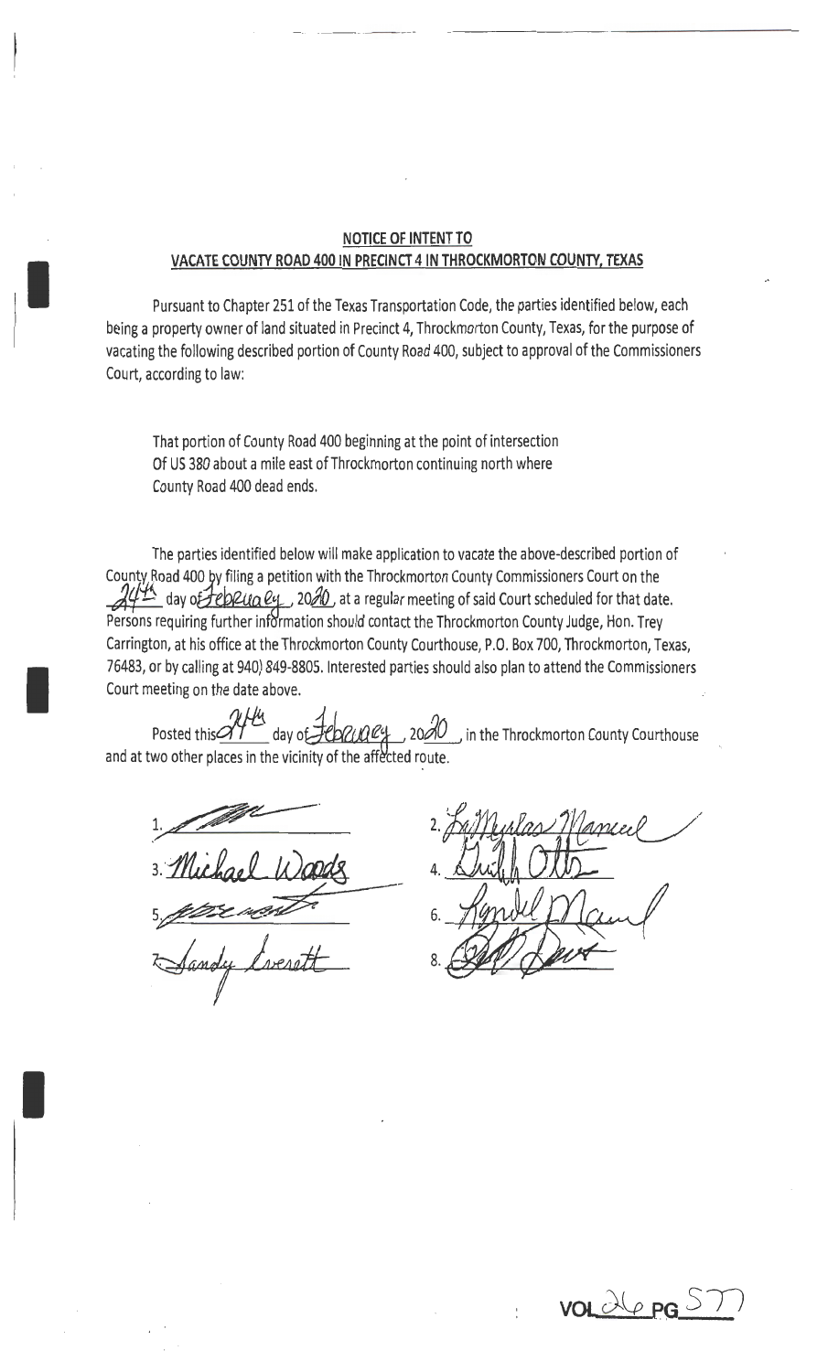**NOTICE OF INTENT TO**
**VACATE COUNTY ROAD 400 IN PRECINCT 4 IN THROCKMORTON COUNTY, TEXAS**

Pursuant to Chapter 251 of the Texas Transportation Code, the parties identified below, each being a property owner of land situated in Precinct 4, Throckmorton County, Texas, for the purpose of vacating the following described portion of County Road 400, subject to approval of the Commissioners Court, according to law:

> That portion of County Road 400 beginning at the point of intersection Of US 380 about a mile east of Throckmorton continuing north where County Road 400 dead ends.

The parties identified below will make application to vacate the above-described portion of County Road 400 by filing a petition with the Throckmorton County Commissioners Court on the 24th day of February, 2020, at a regular meeting of said Court scheduled for that date. Persons requiring further information should contact the Throckmorton County Judge, Hon. Trey Carrington, at his office at the Throckmorton County Courthouse, P.O. Box 700, Throckmorton, Texas, 76483, or by calling at 940) 849-8805. Interested parties should also plan to attend the Commissioners Court meeting on the date above.

Posted this 24th day of February, 2020, in the Throckmorton County Courthouse and at two other places in the vicinity of the affected route.

1. [signature]
2. LaMyrlas Manuel
3. Michael Woods
4. Dwight Otts
5. [signature]
6. Randell Manuel
7. Sandy Everett
8. [signature]

VOL 26 PG 577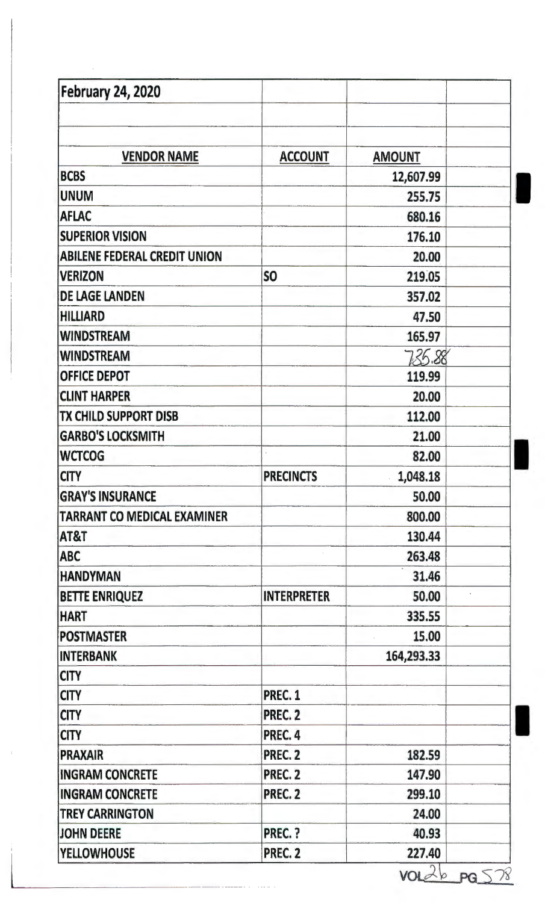| February 24, 2020 | | | |
|---|---|---|---|
| | | | |
| | | | |
| **VENDOR NAME** | **ACCOUNT** | **AMOUNT** | |
| BCBS | | 12,607.99 | |
| UNUM | | 255.75 | |
| AFLAC | | 680.16 | |
| SUPERIOR VISION | | 176.10 | |
| ABILENE FEDERAL CREDIT UNION | | 20.00 | |
| VERIZON | SO | 219.05 | |
| DE LAGE LANDEN | | 357.02 | |
| HILLIARD | | 47.50 | |
| WINDSTREAM | | 165.97 | |
| WINDSTREAM | | 735.88 | |
| OFFICE DEPOT | | 119.99 | |
| CLINT HARPER | | 20.00 | |
| TX CHILD SUPPORT DISB | | 112.00 | |
| GARBO'S LOCKSMITH | | 21.00 | |
| WCTCOG | | 82.00 | |
| CITY | PRECINCTS | 1,048.18 | |
| GRAY'S INSURANCE | | 50.00 | |
| TARRANT CO MEDICAL EXAMINER | | 800.00 | |
| AT&T | | 130.44 | |
| ABC | | 263.48 | |
| HANDYMAN | | 31.46 | |
| BETTE ENRIQUEZ | INTERPRETER | 50.00 | |
| HART | | 335.55 | |
| POSTMASTER | | 15.00 | |
| INTERBANK | | 164,293.33 | |
| CITY | | | |
| CITY | PREC. 1 | | |
| CITY | PREC. 2 | | |
| CITY | PREC. 4 | | |
| PRAXAIR | PREC. 2 | 182.59 | |
| INGRAM CONCRETE | PREC. 2 | 147.90 | |
| INGRAM CONCRETE | PREC. 2 | 299.10 | |
| TREY CARRINGTON | | 24.00 | |
| JOHN DEERE | PREC. ? | 40.93 | |
| YELLOWHOUSE | PREC. 2 | 227.40 | |

VOL 26 PG 578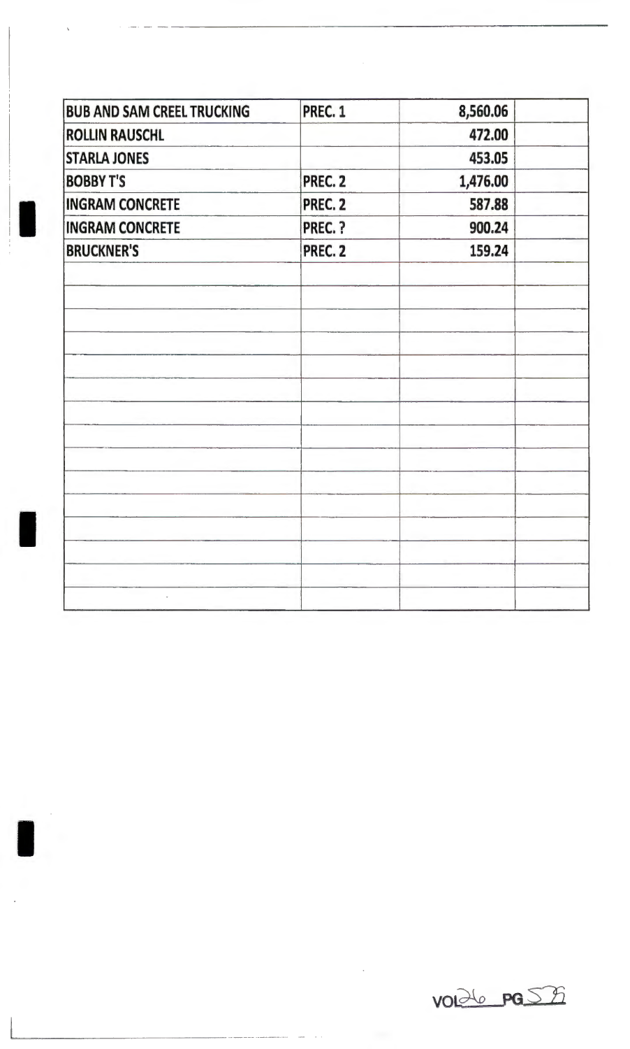| | | | |
|---|---|---|---|
| **BUB AND SAM CREEL TRUCKING** | **PREC. 1** | **8,560.06** | |
| **ROLLIN RAUSCHL** | | **472.00** | |
| **STARLA JONES** | | **453.05** | |
| **BOBBY T'S** | **PREC. 2** | **1,476.00** | |
| **INGRAM CONCRETE** | **PREC. 2** | **587.88** | |
| **INGRAM CONCRETE** | **PREC. ?** | **900.24** | |
| **BRUCKNER'S** | **PREC. 2** | **159.24** | |
| | | | |
| | | | |
| | | | |
| | | | |
| | | | |
| | | | |
| | | | |
| | | | |
| | | | |
| | | | |
| | | | |
| | | | |
| | | | |
| | | | |

VOL 26 PG 53